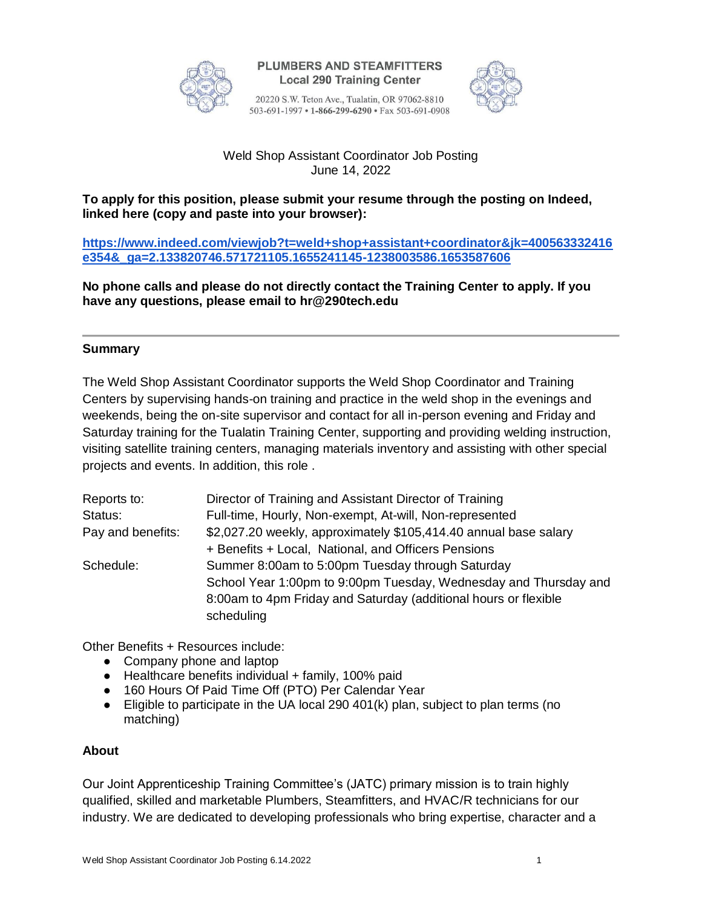**PLUMBERS AND STEAMFITTERS**
**Local 290 Training Center**

20220 S.W. Teton Ave., Tualatin, OR 97062-8810
503-691-1997 • **1-866-299-6290** • Fax 503-691-0908

Weld Shop Assistant Coordinator Job Posting
June 14, 2022

**To apply for this position, please submit your resume through the posting on Indeed, linked here (copy and paste into your browser):**

**https://www.indeed.com/viewjob?t=weld+shop+assistant+coordinator&jk=400563332416e354&_ga=2.133820746.571721105.1655241145-1238003586.1653587606**

**No phone calls and please do not directly contact the Training Center to apply. If you have any questions, please email to hr@290tech.edu**

---

## Summary

The Weld Shop Assistant Coordinator supports the Weld Shop Coordinator and Training Centers by supervising hands-on training and practice in the weld shop in the evenings and weekends, being the on-site supervisor and contact for all in-person evening and Friday and Saturday training for the Tualatin Training Center, supporting and providing welding instruction, visiting satellite training centers, managing materials inventory and assisting with other special projects and events. In addition, this role .

| | |
|---|---|
| Reports to: | Director of Training and Assistant Director of Training |
| Status: | Full-time, Hourly, Non-exempt, At-will, Non-represented |
| Pay and benefits: | $2,027.20 weekly, approximately $105,414.40 annual base salary + Benefits + Local, National, and Officers Pensions |
| Schedule: | Summer 8:00am to 5:00pm Tuesday through Saturday<br>School Year 1:00pm to 9:00pm Tuesday, Wednesday and Thursday and 8:00am to 4pm Friday and Saturday (additional hours or flexible scheduling |

Other Benefits + Resources include:

- Company phone and laptop
- Healthcare benefits individual + family, 100% paid
- 160 Hours Of Paid Time Off (PTO) Per Calendar Year
- Eligible to participate in the UA local 290 401(k) plan, subject to plan terms (no matching)

## About

Our Joint Apprenticeship Training Committee's (JATC) primary mission is to train highly qualified, skilled and marketable Plumbers, Steamfitters, and HVAC/R technicians for our industry. We are dedicated to developing professionals who bring expertise, character and a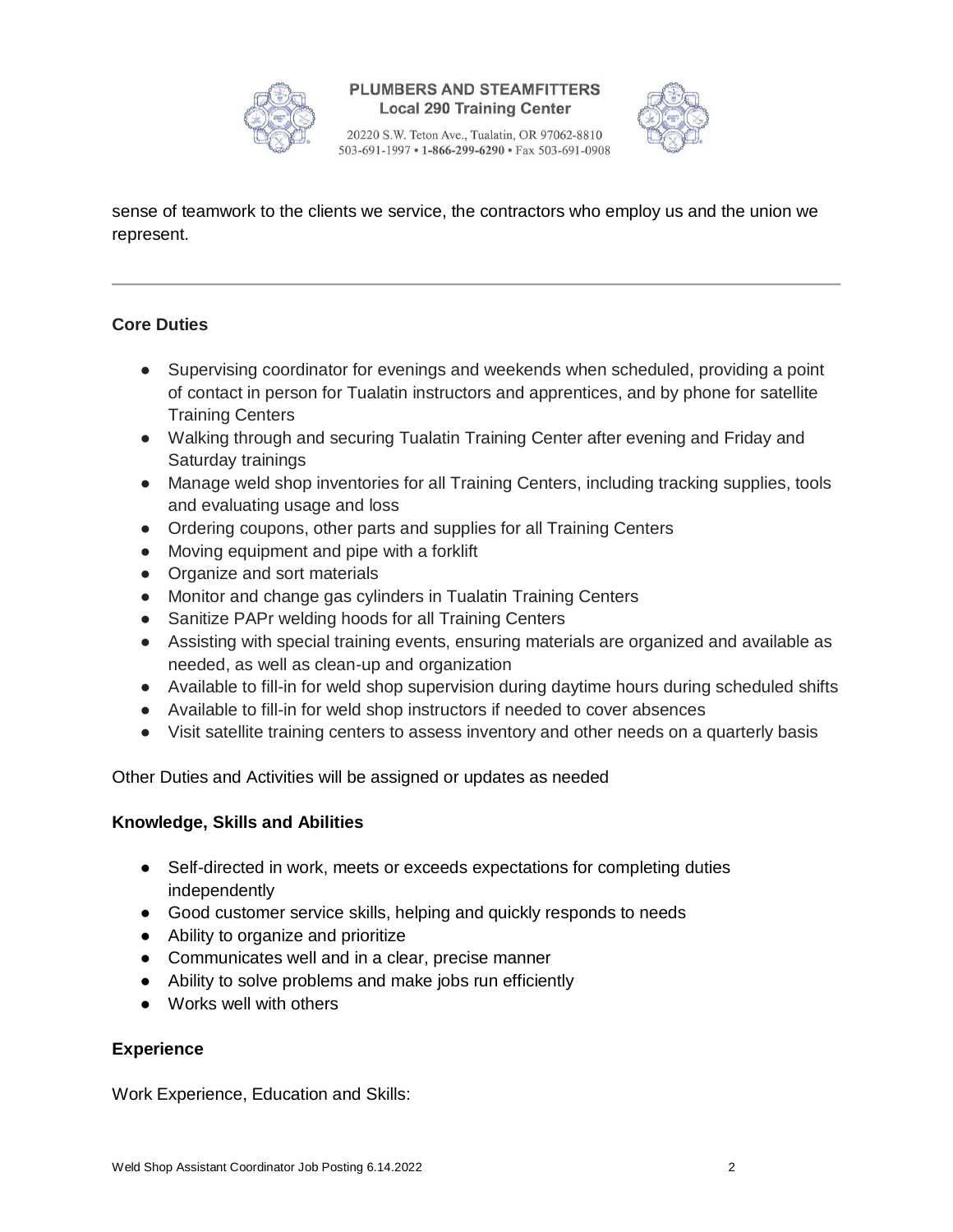sense of teamwork to the clients we service, the contractors who employ us and the union we represent.

---

**Core Duties**

- Supervising coordinator for evenings and weekends when scheduled, providing a point of contact in person for Tualatin instructors and apprentices, and by phone for satellite Training Centers
- Walking through and securing Tualatin Training Center after evening and Friday and Saturday trainings
- Manage weld shop inventories for all Training Centers, including tracking supplies, tools and evaluating usage and loss
- Ordering coupons, other parts and supplies for all Training Centers
- Moving equipment and pipe with a forklift
- Organize and sort materials
- Monitor and change gas cylinders in Tualatin Training Centers
- Sanitize PAPr welding hoods for all Training Centers
- Assisting with special training events, ensuring materials are organized and available as needed, as well as clean-up and organization
- Available to fill-in for weld shop supervision during daytime hours during scheduled shifts
- Available to fill-in for weld shop instructors if needed to cover absences
- Visit satellite training centers to assess inventory and other needs on a quarterly basis

Other Duties and Activities will be assigned or updates as needed

**Knowledge, Skills and Abilities**

- Self-directed in work, meets or exceeds expectations for completing duties independently
- Good customer service skills, helping and quickly responds to needs
- Ability to organize and prioritize
- Communicates well and in a clear, precise manner
- Ability to solve problems and make jobs run efficiently
- Works well with others

**Experience**

Work Experience, Education and Skills: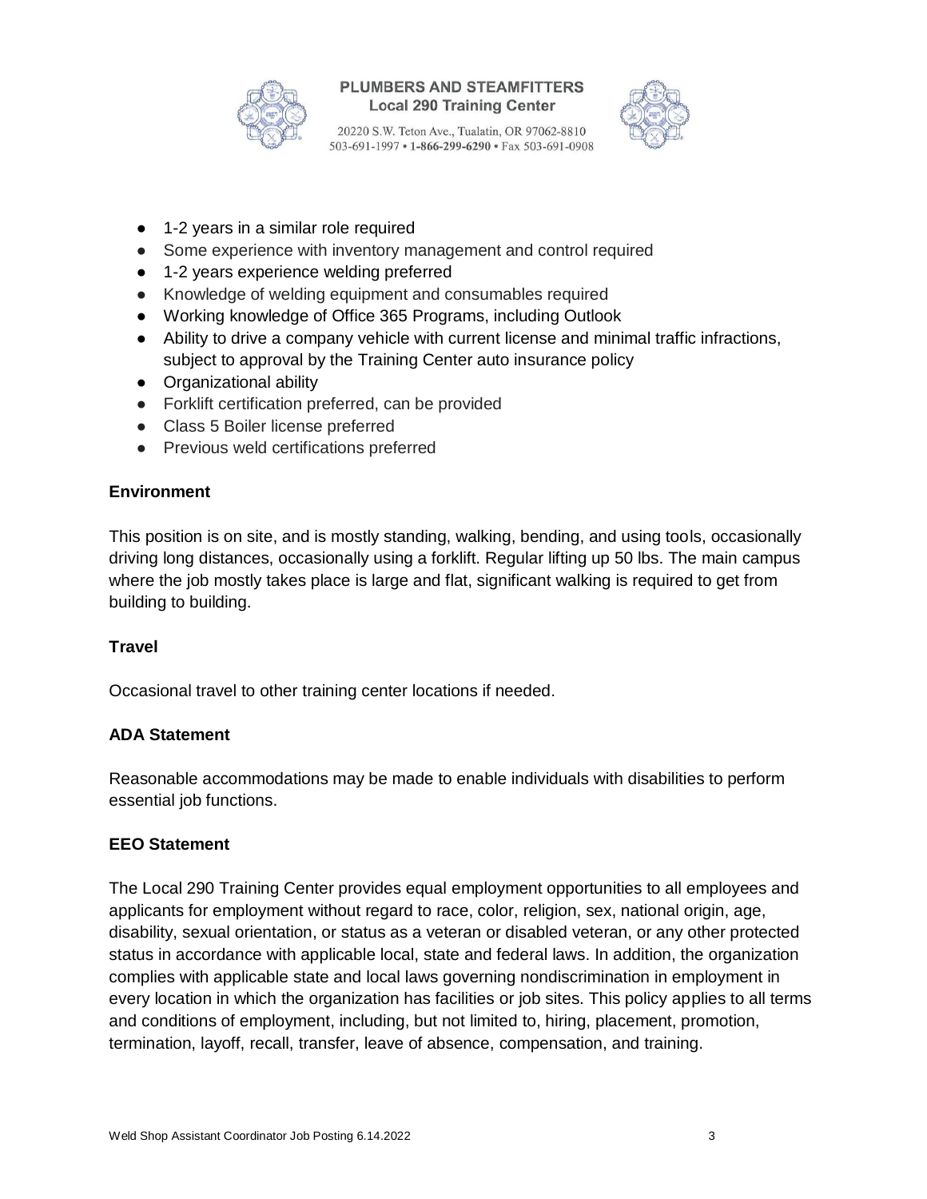- 1-2 years in a similar role required
- Some experience with inventory management and control required
- 1-2 years experience welding preferred
- Knowledge of welding equipment and consumables required
- Working knowledge of Office 365 Programs, including Outlook
- Ability to drive a company vehicle with current license and minimal traffic infractions, subject to approval by the Training Center auto insurance policy
- Organizational ability
- Forklift certification preferred, can be provided
- Class 5 Boiler license preferred
- Previous weld certifications preferred

**Environment**

This position is on site, and is mostly standing, walking, bending, and using tools, occasionally driving long distances, occasionally using a forklift. Regular lifting up 50 lbs. The main campus where the job mostly takes place is large and flat, significant walking is required to get from building to building.

**Travel**

Occasional travel to other training center locations if needed.

**ADA Statement**

Reasonable accommodations may be made to enable individuals with disabilities to perform essential job functions.

**EEO Statement**

The Local 290 Training Center provides equal employment opportunities to all employees and applicants for employment without regard to race, color, religion, sex, national origin, age, disability, sexual orientation, or status as a veteran or disabled veteran, or any other protected status in accordance with applicable local, state and federal laws. In addition, the organization complies with applicable state and local laws governing nondiscrimination in employment in every location in which the organization has facilities or job sites. This policy applies to all terms and conditions of employment, including, but not limited to, hiring, placement, promotion, termination, layoff, recall, transfer, leave of absence, compensation, and training.